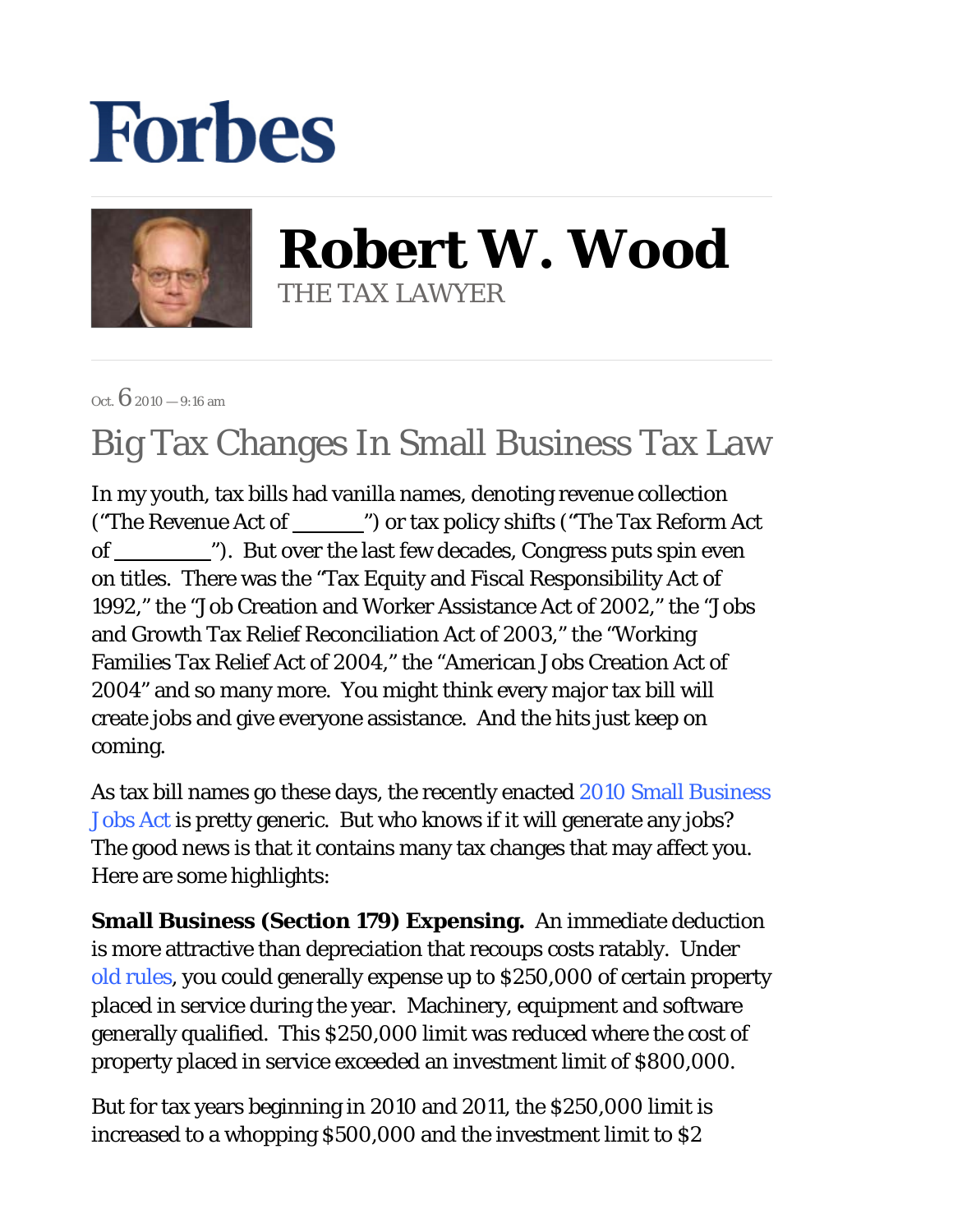# Forbes

## Robert W. Wood

THE TAX LAWYER

Oct. 6 2010 — 9:16 am

# Big Tax Changes In Small Business Tax Law

In my youth, tax bills had vanilla names, denoting revenue collection ("The Revenue Act of ______") or tax policy shifts ("The Tax Reform Act of ________"). But over the last few decades, Congress puts spin even on titles. There was the "Tax Equity and Fiscal Responsibility Act of 1992," the "Job Creation and Worker Assistance Act of 2002," the "Jobs and Growth Tax Relief Reconciliation Act of 2003," the "Working Families Tax Relief Act of 2004," the "American Jobs Creation Act of 2004" and so many more. You might think every major tax bill will create jobs and give everyone assistance. And the hits just keep on coming.

As tax bill names go these days, the recently enacted 2010 Small Business Jobs Act is pretty generic. But who knows if it will generate any jobs? The good news is that it contains many tax changes that may affect you. Here are some highlights:

**Small Business (Section 179) Expensing.** An immediate deduction is more attractive than depreciation that recoups costs ratably. Under old rules, you could generally expense up to $250,000 of certain property placed in service during the year. Machinery, equipment and software generally qualified. This $250,000 limit was reduced where the cost of property placed in service exceeded an investment limit of $800,000.

But for tax years beginning in 2010 and 2011, the $250,000 limit is increased to a whopping $500,000 and the investment limit to $2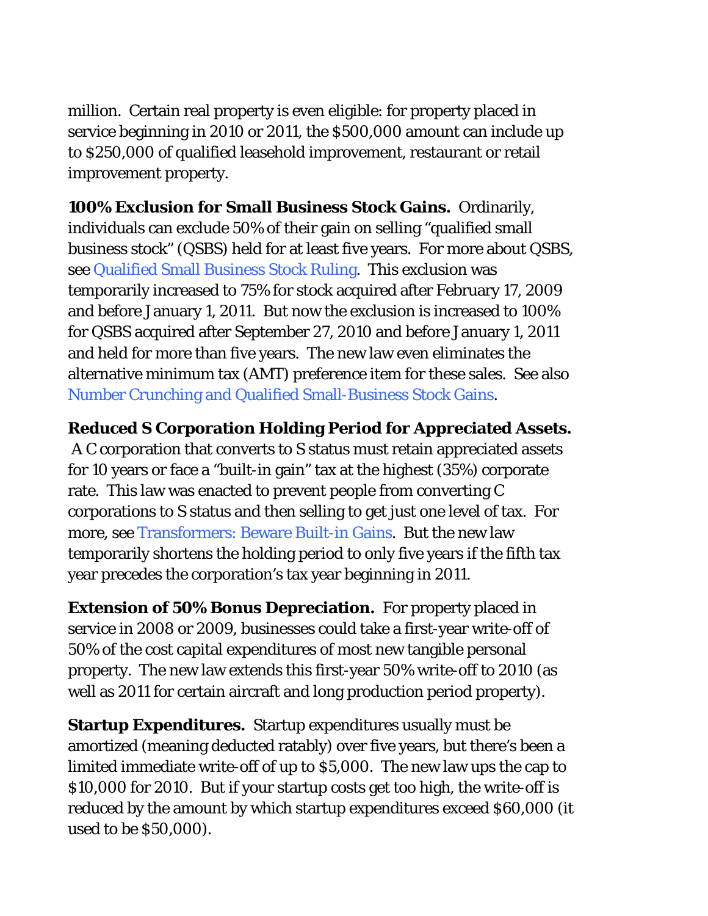million. Certain real property is even eligible: for property placed in service beginning in 2010 or 2011, the $500,000 amount can include up to $250,000 of qualified leasehold improvement, restaurant or retail improvement property.

**100% Exclusion for Small Business Stock Gains.** Ordinarily, individuals can exclude 50% of their gain on selling "qualified small business stock" (QSBS) held for at least five years. For more about QSBS, see Qualified Small Business Stock Ruling. This exclusion was temporarily increased to 75% for stock acquired after February 17, 2009 and before January 1, 2011. But now the exclusion is increased to 100% for QSBS acquired after September 27, 2010 and before January 1, 2011 and held for more than five years. The new law even eliminates the alternative minimum tax (AMT) preference item for these sales. See also Number Crunching and Qualified Small-Business Stock Gains.

**Reduced S Corporation Holding Period for Appreciated Assets.** A C corporation that converts to S status must retain appreciated assets for 10 years or face a "built-in gain" tax at the highest (35%) corporate rate. This law was enacted to prevent people from converting C corporations to S status and then selling to get just one level of tax. For more, see Transformers: Beware Built-in Gains. But the new law temporarily shortens the holding period to only five years if the fifth tax year precedes the corporation's tax year beginning in 2011.

**Extension of 50% Bonus Depreciation.** For property placed in service in 2008 or 2009, businesses could take a first-year write-off of 50% of the cost capital expenditures of most new tangible personal property. The new law extends this first-year 50% write-off to 2010 (as well as 2011 for certain aircraft and long production period property).

**Startup Expenditures.** Startup expenditures usually must be amortized (meaning deducted ratably) over five years, but there's been a limited immediate write-off of up to $5,000. The new law ups the cap to $10,000 for 2010. But if your startup costs get too high, the write-off is reduced by the amount by which startup expenditures exceed $60,000 (it used to be $50,000).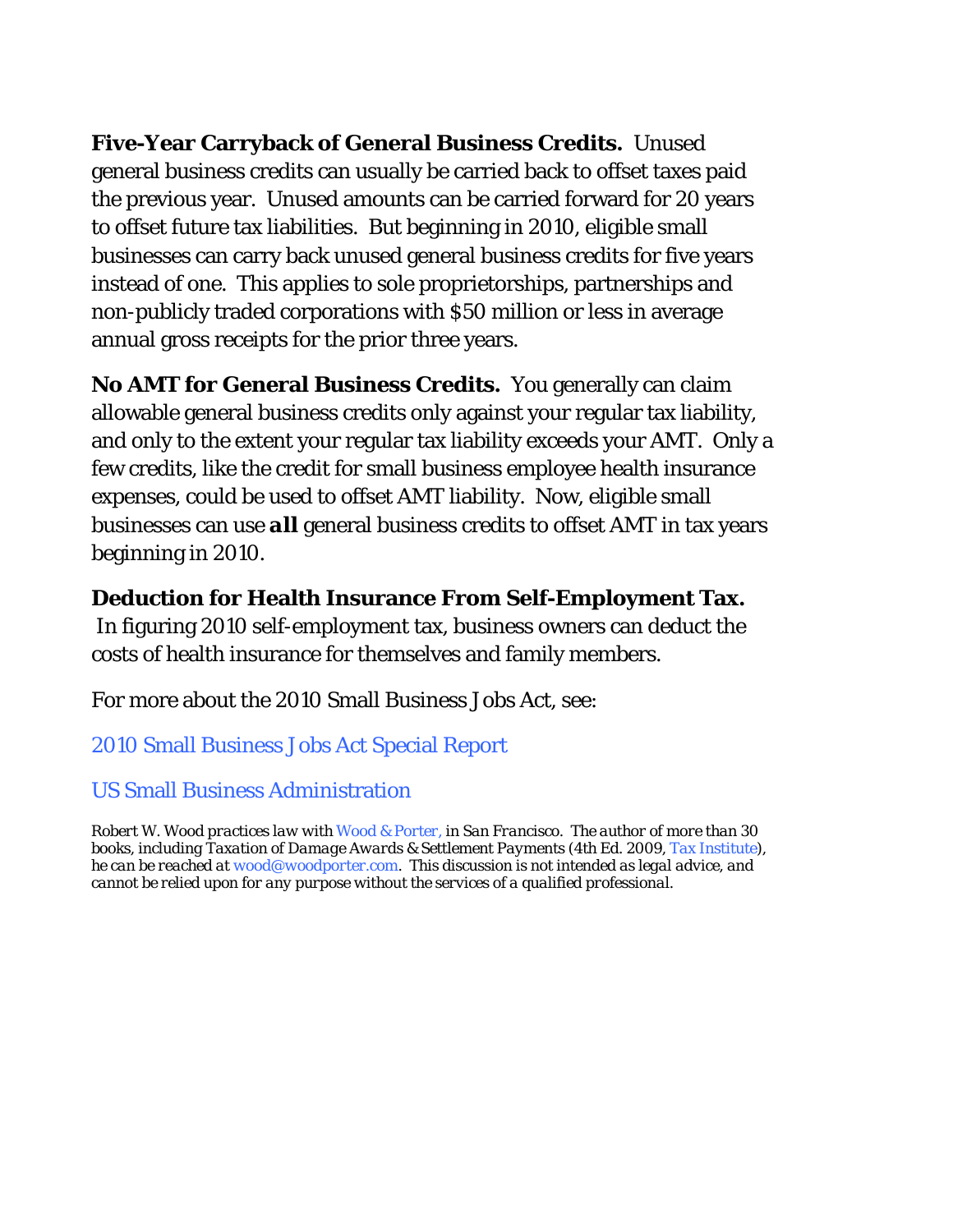**Five-Year Carryback of General Business Credits.** Unused general business credits can usually be carried back to offset taxes paid the previous year. Unused amounts can be carried forward for 20 years to offset future tax liabilities. But beginning in 2010, eligible small businesses can carry back unused general business credits for five years instead of one. This applies to sole proprietorships, partnerships and non-publicly traded corporations with $50 million or less in average annual gross receipts for the prior three years.

**No AMT for General Business Credits.** You generally can claim allowable general business credits only against your regular tax liability, and only to the extent your regular tax liability exceeds your AMT. Only a few credits, like the credit for small business employee health insurance expenses, could be used to offset AMT liability. Now, eligible small businesses can use ***all*** general business credits to offset AMT in tax years beginning in 2010.

**Deduction for Health Insurance From Self-Employment Tax.** In figuring 2010 self-employment tax, business owners can deduct the costs of health insurance for themselves and family members.

For more about the 2010 Small Business Jobs Act, see:

2010 Small Business Jobs Act Special Report

US Small Business Administration

*Robert W. Wood practices law with Wood & Porter, in San Francisco. The author of more than 30 books, including Taxation of Damage Awards & Settlement Payments (4th Ed. 2009, Tax Institute), he can be reached at wood@woodporter.com. This discussion is not intended as legal advice, and cannot be relied upon for any purpose without the services of a qualified professional.*